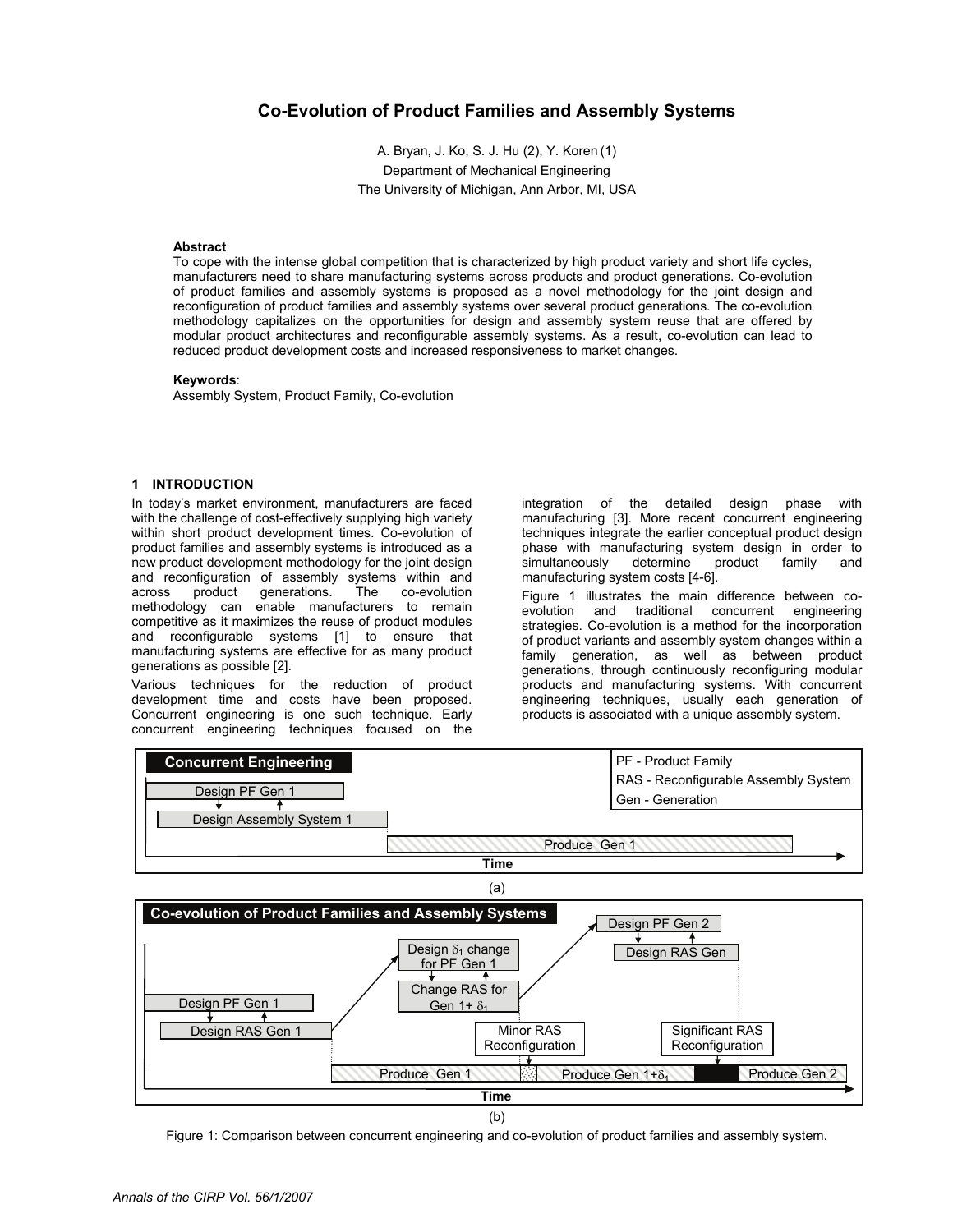# Co-Evolution of Product Families and Assembly Systems

A. Bryan, J. Ko, S. J. Hu (2), Y. Koren (1)
Department of Mechanical Engineering
The University of Michigan, Ann Arbor, MI, USA

**Abstract**

To cope with the intense global competition that is characterized by high product variety and short life cycles, manufacturers need to share manufacturing systems across products and product generations. Co-evolution of product families and assembly systems is proposed as a novel methodology for the joint design and reconfiguration of product families and assembly systems over several product generations. The co-evolution methodology capitalizes on the opportunities for design and assembly system reuse that are offered by modular product architectures and reconfigurable assembly systems. As a result, co-evolution can lead to reduced product development costs and increased responsiveness to market changes.

**Keywords**:
Assembly System, Product Family, Co-evolution

## 1 INTRODUCTION

In today's market environment, manufacturers are faced with the challenge of cost-effectively supplying high variety within short product development times. Co-evolution of product families and assembly systems is introduced as a new product development methodology for the joint design and reconfiguration of assembly systems within and across product generations. The co-evolution methodology can enable manufacturers to remain competitive as it maximizes the reuse of product modules and reconfigurable systems [1] to ensure that manufacturing systems are effective for as many product generations as possible [2].

Various techniques for the reduction of product development time and costs have been proposed. Concurrent engineering is one such technique. Early concurrent engineering techniques focused on the integration of the detailed design phase with manufacturing [3]. More recent concurrent engineering techniques integrate the earlier conceptual product design phase with manufacturing system design in order to simultaneously determine product family and manufacturing system costs [4-6].

Figure 1 illustrates the main difference between co-evolution and traditional concurrent engineering strategies. Co-evolution is a method for the incorporation of product variants and assembly system changes within a family generation, as well as between product generations, through continuously reconfiguring modular products and manufacturing systems. With concurrent engineering techniques, usually each generation of products is associated with a unique assembly system.

**Concurrent Engineering**

PF - Product Family
RAS - Reconfigurable Assembly System
Gen - Generation

Design PF Gen 1 → Design Assembly System 1 → Produce Gen 1 (Time)

(a)

**Co-evolution of Product Families and Assembly Systems**

Design PF Gen 1 / Design RAS Gen 1 → Design $\delta_1$ change for PF Gen 1 / Change RAS for Gen 1+ $\delta_1$ → Design PF Gen 2 / Design RAS Gen; Minor RAS Reconfiguration; Significant RAS Reconfiguration; Produce Gen 1 → Produce Gen 1+$\delta_1$ → Produce Gen 2 (Time)

(b)

Figure 1: Comparison between concurrent engineering and co-evolution of product families and assembly system.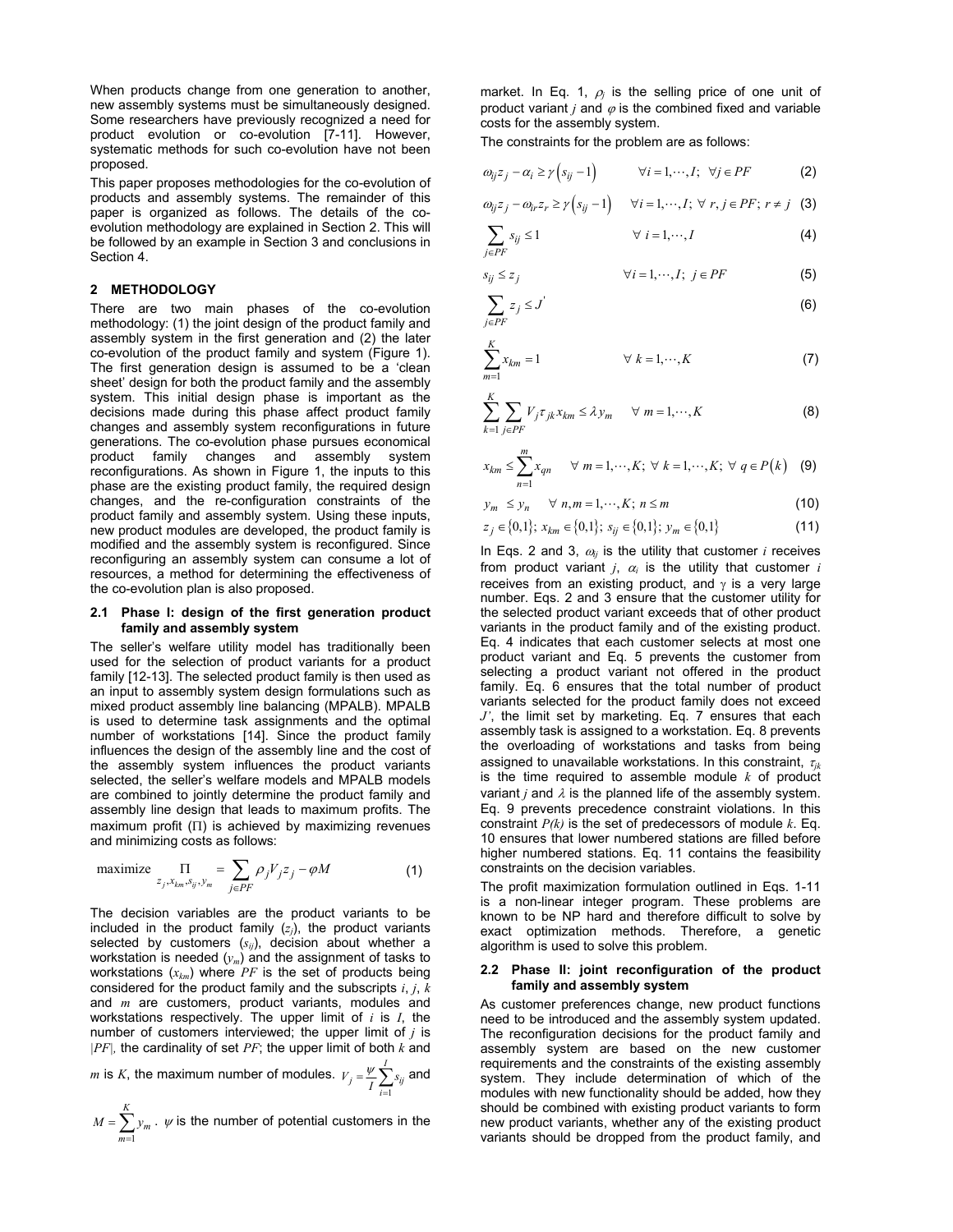When products change from one generation to another, new assembly systems must be simultaneously designed. Some researchers have previously recognized a need for product evolution or co-evolution [7-11]. However, systematic methods for such co-evolution have not been proposed.

This paper proposes methodologies for the co-evolution of products and assembly systems. The remainder of this paper is organized as follows. The details of the co-evolution methodology are explained in Section 2. This will be followed by an example in Section 3 and conclusions in Section 4.

## 2 METHODOLOGY

There are two main phases of the co-evolution methodology: (1) the joint design of the product family and assembly system in the first generation and (2) the later co-evolution of the product family and system (Figure 1). The first generation design is assumed to be a 'clean sheet' design for both the product family and the assembly system. This initial design phase is important as the decisions made during this phase affect product family changes and assembly system reconfigurations in future generations. The co-evolution phase pursues economical product family changes and assembly system reconfigurations. As shown in Figure 1, the inputs to this phase are the existing product family, the required design changes, and the re-configuration constraints of the product family and assembly system. Using these inputs, new product modules are developed, the product family is modified and the assembly system is reconfigured. Since reconfiguring an assembly system can consume a lot of resources, a method for determining the effectiveness of the co-evolution plan is also proposed.

### 2.1 Phase I: design of the first generation product family and assembly system

The seller's welfare utility model has traditionally been used for the selection of product variants for a product family [12-13]. The selected product family is then used as an input to assembly system design formulations such as mixed product assembly line balancing (MPALB). MPALB is used to determine task assignments and the optimal number of workstations [14]. Since the product family influences the design of the assembly line and the cost of the assembly system influences the product variants selected, the seller's welfare models and MPALB models are combined to jointly determine the product family and assembly line design that leads to maximum profits. The maximum profit ($\Pi$) is achieved by maximizing revenues and minimizing costs as follows:

$$\underset{z_j, x_{km}, s_{ij}, y_m}{\text{maximize}} \quad \Pi = \sum_{j \in PF} \rho_j V_j z_j - \varphi M \tag{1}$$

The decision variables are the product variants to be included in the product family ($z_j$), the product variants selected by customers ($s_{ij}$), decision about whether a workstation is needed ($y_m$) and the assignment of tasks to workstations ($x_{km}$) where $PF$ is the set of products being considered for the product family and the subscripts $i$, $j$, $k$ and $m$ are customers, product variants, modules and workstations respectively. The upper limit of $i$ is $I$, the number of customers interviewed; the upper limit of $j$ is $|PF|$, the cardinality of set $PF$; the upper limit of both $k$ and $m$ is $K$, the maximum number of modules. $V_j = \frac{\psi}{I}\sum_{i=1}^{I} s_{ij}$ and $M = \sum_{m=1}^{K} y_m$. $\psi$ is the number of potential customers in the market. In Eq. 1, $\rho_j$ is the selling price of one unit of product variant $j$ and $\varphi$ is the combined fixed and variable costs for the assembly system.

The constraints for the problem are as follows:

$$\omega_{ij} z_j - \alpha_i \geq \gamma\left(s_{ij} - 1\right) \qquad \forall i = 1, \cdots, I; \ \forall j \in PF \tag{2}$$

$$\omega_{ij} z_j - \omega_{ir} z_r \geq \gamma\left(s_{ij} - 1\right) \quad \forall i = 1, \cdots, I; \ \forall \ r, j \in PF; \ r \neq j \tag{3}$$

$$\sum_{j \in PF} s_{ij} \leq 1 \qquad \forall \ i = 1, \cdots, I \tag{4}$$

$$s_{ij} \leq z_j \qquad \forall i = 1, \cdots, I; \ j \in PF \tag{5}$$

$$\sum_{j \in PF} z_j \leq J' \tag{6}$$

$$\sum_{m=1}^{K} x_{km} = 1 \qquad \forall \ k = 1, \cdots, K \tag{7}$$

$$\sum_{k=1}^{K} \sum_{j \in PF} V_j \tau_{jk} x_{km} \leq \lambda y_m \qquad \forall \ m = 1, \cdots, K \tag{8}$$

$$x_{km} \leq \sum_{n=1}^{m} x_{qn} \qquad \forall \ m = 1, \cdots, K; \ \forall \ k = 1, \cdots, K; \ \forall \ q \in P(k) \tag{9}$$

$$y_m \leq y_n \qquad \forall \ n, m = 1, \cdots, K; \ n \leq m \tag{10}$$

$$z_j \in \{0,1\}; \ x_{km} \in \{0,1\}; \ s_{ij} \in \{0,1\}; \ y_m \in \{0,1\} \tag{11}$$

In Eqs. 2 and 3, $\omega_{ij}$ is the utility that customer $i$ receives from product variant $j$, $\alpha_i$ is the utility that customer $i$ receives from an existing product, and $\gamma$ is a very large number. Eqs. 2 and 3 ensure that the customer utility for the selected product variant exceeds that of other product variants in the product family and of the existing product. Eq. 4 indicates that each customer selects at most one product variant and Eq. 5 prevents the customer from selecting a product variant not offered in the product family. Eq. 6 ensures that the total number of product variants selected for the product family does not exceed $J'$, the limit set by marketing. Eq. 7 ensures that each assembly task is assigned to a workstation. Eq. 8 prevents the overloading of workstations and tasks from being assigned to unavailable workstations. In this constraint, $\tau_{jk}$ is the time required to assemble module $k$ of product variant $j$ and $\lambda$ is the planned life of the assembly system. Eq. 9 prevents precedence constraint violations. In this constraint $P(k)$ is the set of predecessors of module $k$. Eq. 10 ensures that lower numbered stations are filled before higher numbered stations. Eq. 11 contains the feasibility constraints on the decision variables.

The profit maximization formulation outlined in Eqs. 1-11 is a non-linear integer program. These problems are known to be NP hard and therefore difficult to solve by exact optimization methods. Therefore, a genetic algorithm is used to solve this problem.

### 2.2 Phase II: joint reconfiguration of the product family and assembly system

As customer preferences change, new product functions need to be introduced and the assembly system updated. The reconfiguration decisions for the product family and assembly system are based on the new customer requirements and the constraints of the existing assembly system. They include determination of which of the modules with new functionality should be added, how they should be combined with existing product variants to form new product variants, whether any of the existing product variants should be dropped from the product family, and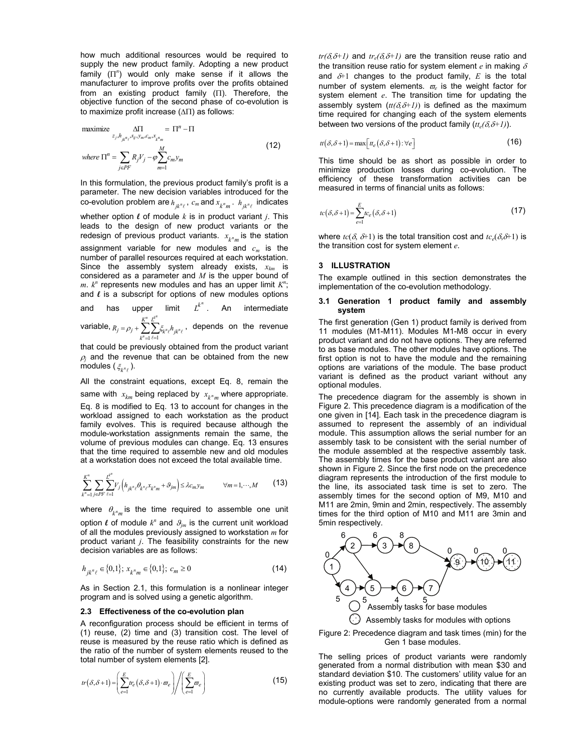how much additional resources would be required to supply the new product family. Adopting a new product family ($\Pi^n$) would only make sense if it allows the manufacturer to improve profits over the profits obtained from an existing product family ($\Pi$). Therefore, the objective function of the second phase of co-evolution is to maximize profit increase ($\Delta\Pi$) as follows:

$$\underset{z_j, h_{jk^n\ell}, s_{ij}, y_m, c_m, x_{k^n m}}{\text{maximize}} \quad \Delta\Pi = \Pi^n - \Pi$$
$$\text{where } \Pi^n = \sum_{j \in PF} R_j V_j - \varphi \sum_{m=1}^{M} c_m y_m \tag{12}$$

In this formulation, the previous product family's profit is a parameter. The new decision variables introduced for the co-evolution problem are $h_{jk^n\ell}$, $c_m$ and $x_{k^n m}$. $h_{jk^n\ell}$ indicates whether option $\ell$ of module $k$ is in product variant $j$. This leads to the design of new product variants or the redesign of previous product variants. $x_{k^n m}$ is the station assignment variable for new modules and $c_m$ is the number of parallel resources required at each workstation. Since the assembly system already exists, $x_{km}$ is considered as a parameter and $M$ is the upper bound of $m$. $k^n$ represents new modules and has an upper limit $K^n$; and $\ell$ is a subscript for options of new modules options and has upper limit $L^{k^n}$. An intermediate variable, $R_j = \rho_j + \sum_{k^n=1}^{K^n} \sum_{\ell=1}^{L^{k^n}} \xi_{k^n\ell} h_{jk^n\ell}$, depends on the revenue that could be previously obtained from the product variant $\rho_j$ and the revenue that can be obtained from the new modules ($\xi_{k^n\ell}$).

All the constraint equations, except Eq. 8, remain the same with $x_{km}$ being replaced by $x_{k^n m}$ where appropriate. Eq. 8 is modified to Eq. 13 to account for changes in the workload assigned to each workstation as the product family evolves. This is required because although the module-workstation assignments remain the same, the volume of previous modules can change. Eq. 13 ensures that the time required to assemble new and old modules at a workstation does not exceed the total available time.

$$\sum_{k^n=1}^{K^n} \sum_{j \in PF} \sum_{\ell=1}^{L^{k^n}} V_j \left( h_{jk^n\ell} \theta_{k^n\ell} x_{k^n m} + \vartheta_{jm} \right) \le \lambda c_m y_m \qquad \forall m = 1, \cdots, M \tag{13}$$

where $\theta_{k^n m}$ is the time required to assemble one unit option $\ell$ of module $k^n$ and $\vartheta_{jm}$ is the current unit workload of all the modules previously assigned to workstation $m$ for product variant $j$. The feasibility constraints for the new decision variables are as follows:

$$h_{jk^n\ell} \in \{0,1\};\; x_{k^n m} \in \{0,1\};\; c_m \ge 0 \tag{14}$$

As in Section 2.1, this formulation is a nonlinear integer program and is solved using a genetic algorithm.

### 2.3 Effectiveness of the co-evolution plan

A reconfiguration process should be efficient in terms of (1) reuse, (2) time and (3) transition cost. The level of reuse is measured by the reuse ratio which is defined as the ratio of the number of system elements reused to the total number of system elements [2].

$$tr(\delta, \delta+1) = \left( \sum_{e=1}^{E} tr_e(\delta, \delta+1) \cdot \varpi_e \right) \Bigg/ \left( \sum_{e=1}^{E} \varpi_e \right) \tag{15}$$

$tr(\delta,\delta+1)$ and $tr_e(\delta,\delta+1)$ are the transition reuse ratio and the transition reuse ratio for system element $e$ in making $\delta$ and $\delta+1$ changes to the product family, $E$ is the total number of system elements. $\varpi_e$ is the weight factor for system element $e$. The transition time for updating the assembly system ($tt(\delta,\delta+1)$) is defined as the maximum time required for changing each of the system elements between two versions of the product family ($tt_e(\delta,\delta+1)$).

$$tt(\delta, \delta+1) = \max\left[ tt_e(\delta, \delta+1) : \forall e \right] \tag{16}$$

This time should be as short as possible in order to minimize production losses during co-evolution. The efficiency of these transformation activities can be measured in terms of financial units as follows:

$$tc(\delta, \delta+1) = \sum_{e=1}^{E} tc_e(\delta, \delta+1) \tag{17}$$

where $tc(\delta, \delta+1)$ is the total transition cost and $tc_e(\delta,\delta+1)$ is the transition cost for system element $e$.

## 3 ILLUSTRATION

The example outlined in this section demonstrates the implementation of the co-evolution methodology.

### 3.1 Generation 1 product family and assembly system

The first generation (Gen 1) product family is derived from 11 modules (M1-M11). Modules M1-M8 occur in every product variant and do not have options. They are referred to as base modules. The other modules have options. The first option is not to have the module and the remaining options are variations of the module. The base product variant is defined as the product variant without any optional modules.

The precedence diagram for the assembly is shown in Figure 2. This precedence diagram is a modification of the one given in [14]. Each task in the precedence diagram is assumed to represent the assembly of an individual module. This assumption allows the serial number for an assembly task to be consistent with the serial number of the module assembled at the respective assembly task. The assembly times for the base product variant are also shown in Figure 2. Since the first node on the precedence diagram represents the introduction of the first module to the line, its associated task time is set to zero. The assembly times for the second option of M9, M10 and M11 are 2min, 9min and 2min, respectively. The assembly times for the third option of M10 and M11 are 3min and 5min respectively.

Figure 2: Precedence diagram and task times (min) for the Gen 1 base modules.

The selling prices of product variants were randomly generated from a normal distribution with mean \$30 and standard deviation \$10. The customers' utility value for an existing product was set to zero, indicating that there are no currently available products. The utility values for module-options were randomly generated from a normal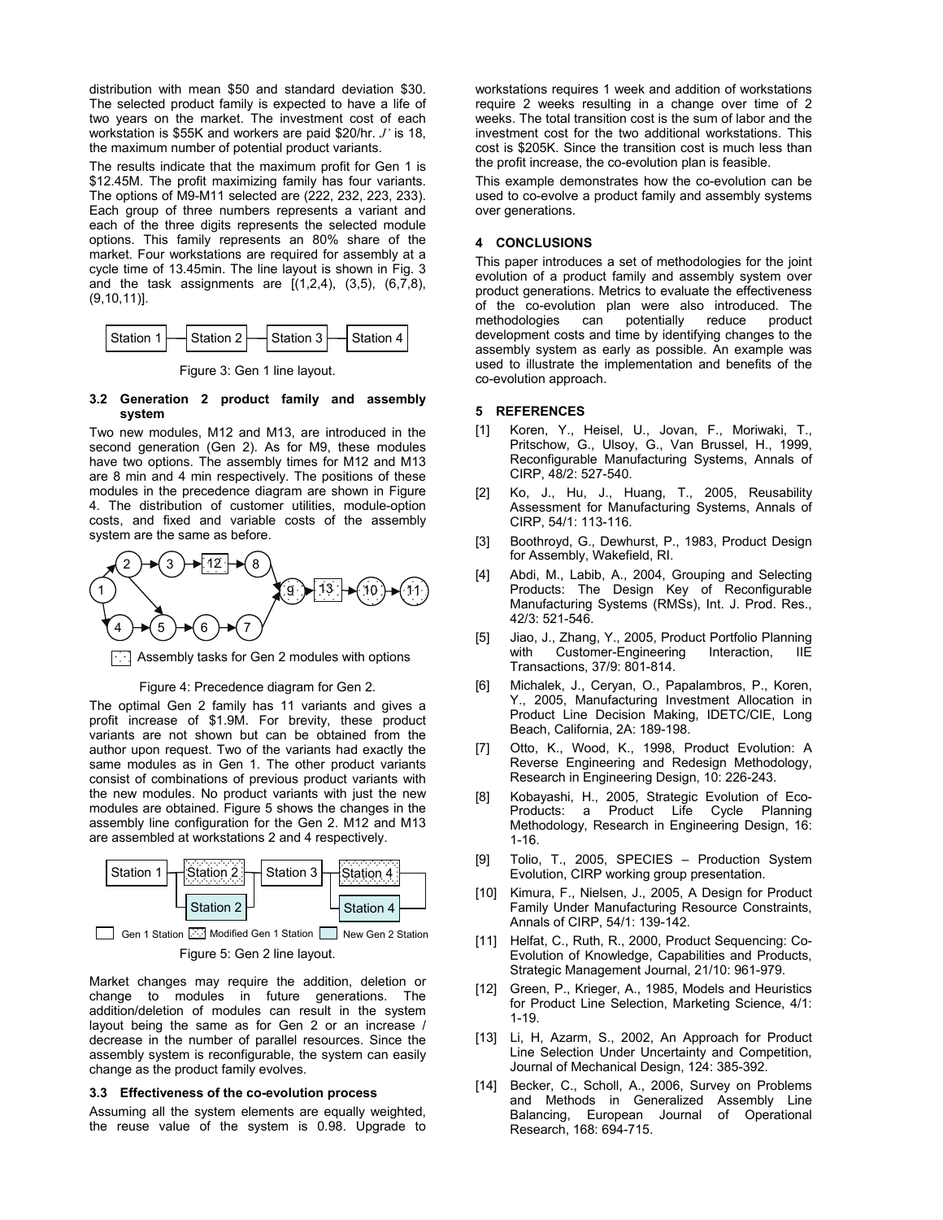distribution with mean $50 and standard deviation $30. The selected product family is expected to have a life of two years on the market. The investment cost of each workstation is $55K and workers are paid $20/hr. $J'$ is 18, the maximum number of potential product variants.

The results indicate that the maximum profit for Gen 1 is $12.45M. The profit maximizing family has four variants. The options of M9-M11 selected are (222, 232, 223, 233). Each group of three numbers represents a variant and each of the three digits represents the selected module options. This family represents an 80% share of the market. Four workstations are required for assembly at a cycle time of 13.45min. The line layout is shown in Fig. 3 and the task assignments are [(1,2,4), (3,5), (6,7,8), (9,10,11)].

Station 1 — Station 2 — Station 3 — Station 4

Figure 3: Gen 1 line layout.

### 3.2 Generation 2 product family and assembly system

Two new modules, M12 and M13, are introduced in the second generation (Gen 2). As for M9, these modules have two options. The assembly times for M12 and M13 are 8 min and 4 min respectively. The positions of these modules in the precedence diagram are shown in Figure 4. The distribution of customer utilities, module-option costs, and fixed and variable costs of the assembly system are the same as before.

1 2 3 12 8 4 5 6 7 9 13 10 11

Assembly tasks for Gen 2 modules with options

Figure 4: Precedence diagram for Gen 2.

The optimal Gen 2 family has 11 variants and gives a profit increase of $1.9M. For brevity, these product variants are not shown but can be obtained from the author upon request. Two of the variants had exactly the same modules as in Gen 1. The other product variants consist of combinations of previous product variants with the new modules. No product variants with just the new modules are obtained. Figure 5 shows the changes in the assembly line configuration for the Gen 2. M12 and M13 are assembled at workstations 2 and 4 respectively.

Station 1 Station 2 Station 3 Station 4 Station 2 Station 4

Gen 1 Station Modified Gen 1 Station New Gen 2 Station

Figure 5: Gen 2 line layout.

Market changes may require the addition, deletion or change to modules in future generations. The addition/deletion of modules can result in the system layout being the same as for Gen 2 or an increase / decrease in the number of parallel resources. Since the assembly system is reconfigurable, the system can easily change as the product family evolves.

### 3.3 Effectiveness of the co-evolution process

Assuming all the system elements are equally weighted, the reuse value of the system is 0.98. Upgrade to workstations requires 1 week and addition of workstations require 2 weeks resulting in a change over time of 2 weeks. The total transition cost is the sum of labor and the investment cost for the two additional workstations. This cost is $205K. Since the transition cost is much less than the profit increase, the co-evolution plan is feasible.

This example demonstrates how the co-evolution can be used to co-evolve a product family and assembly systems over generations.

## 4 CONCLUSIONS

This paper introduces a set of methodologies for the joint evolution of a product family and assembly system over product generations. Metrics to evaluate the effectiveness of the co-evolution plan were also introduced. The methodologies can potentially reduce product development costs and time by identifying changes to the assembly system as early as possible. An example was used to illustrate the implementation and benefits of the co-evolution approach.

## 5 REFERENCES

[1] Koren, Y., Heisel, U., Jovan, F., Moriwaki, T., Pritschow, G., Ulsoy, G., Van Brussel, H., 1999, Reconfigurable Manufacturing Systems, Annals of CIRP, 48/2: 527-540.

[2] Ko, J., Hu, J., Huang, T., 2005, Reusability Assessment for Manufacturing Systems, Annals of CIRP, 54/1: 113-116.

[3] Boothroyd, G., Dewhurst, P., 1983, Product Design for Assembly, Wakefield, RI.

[4] Abdi, M., Labib, A., 2004, Grouping and Selecting Products: The Design Key of Reconfigurable Manufacturing Systems (RMSs), Int. J. Prod. Res., 42/3: 521-546.

[5] Jiao, J., Zhang, Y., 2005, Product Portfolio Planning with Customer-Engineering Interaction, IIE Transactions, 37/9: 801-814.

[6] Michalek, J., Ceryan, O., Papalambros, P., Koren, Y., 2005, Manufacturing Investment Allocation in Product Line Decision Making, IDETC/CIE, Long Beach, California, 2A: 189-198.

[7] Otto, K., Wood, K., 1998, Product Evolution: A Reverse Engineering and Redesign Methodology, Research in Engineering Design, 10: 226-243.

[8] Kobayashi, H., 2005, Strategic Evolution of Eco-Products: a Product Life Cycle Planning Methodology, Research in Engineering Design, 16: 1-16.

[9] Tolio, T., 2005, SPECIES – Production System Evolution, CIRP working group presentation.

[10] Kimura, F., Nielsen, J., 2005, A Design for Product Family Under Manufacturing Resource Constraints, Annals of CIRP, 54/1: 139-142.

[11] Helfat, C., Ruth, R., 2000, Product Sequencing: Co-Evolution of Knowledge, Capabilities and Products, Strategic Management Journal, 21/10: 961-979.

[12] Green, P., Krieger, A., 1985, Models and Heuristics for Product Line Selection, Marketing Science, 4/1: 1-19.

[13] Li, H, Azarm, S., 2002, An Approach for Product Line Selection Under Uncertainty and Competition, Journal of Mechanical Design, 124: 385-392.

[14] Becker, C., Scholl, A., 2006, Survey on Problems and Methods in Generalized Assembly Line Balancing, European Journal of Operational Research, 168: 694-715.